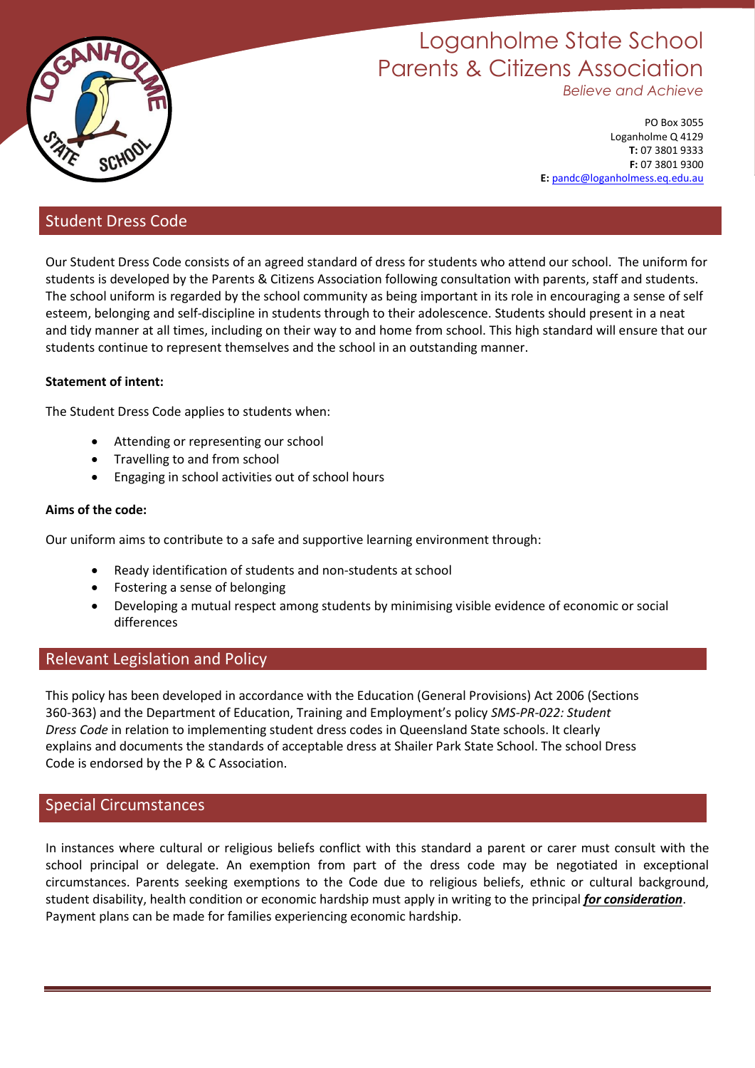# Loganholme State School
# Parents & Citizens Association

*Believe and Achieve*

PO Box 3055
Loganholme Q 4129
**T:** 07 3801 9333
**F:** 07 3801 9300
**E:** pandc@loganholmess.eq.edu.au

## Student Dress Code

Our Student Dress Code consists of an agreed standard of dress for students who attend our school. The uniform for students is developed by the Parents & Citizens Association following consultation with parents, staff and students. The school uniform is regarded by the school community as being important in its role in encouraging a sense of self esteem, belonging and self-discipline in students through to their adolescence. Students should present in a neat and tidy manner at all times, including on their way to and home from school. This high standard will ensure that our students continue to represent themselves and the school in an outstanding manner.

**Statement of intent:**

The Student Dress Code applies to students when:

- Attending or representing our school
- Travelling to and from school
- Engaging in school activities out of school hours

**Aims of the code:**

Our uniform aims to contribute to a safe and supportive learning environment through:

- Ready identification of students and non-students at school
- Fostering a sense of belonging
- Developing a mutual respect among students by minimising visible evidence of economic or social differences

## Relevant Legislation and Policy

This policy has been developed in accordance with the Education (General Provisions) Act 2006 (Sections 360-363) and the Department of Education, Training and Employment's policy *SMS-PR-022: Student Dress Code* in relation to implementing student dress codes in Queensland State schools. It clearly explains and documents the standards of acceptable dress at Shailer Park State School. The school Dress Code is endorsed by the P & C Association.

## Special Circumstances

In instances where cultural or religious beliefs conflict with this standard a parent or carer must consult with the school principal or delegate. An exemption from part of the dress code may be negotiated in exceptional circumstances. Parents seeking exemptions to the Code due to religious beliefs, ethnic or cultural background, student disability, health condition or economic hardship must apply in writing to the principal ***for consideration***. Payment plans can be made for families experiencing economic hardship.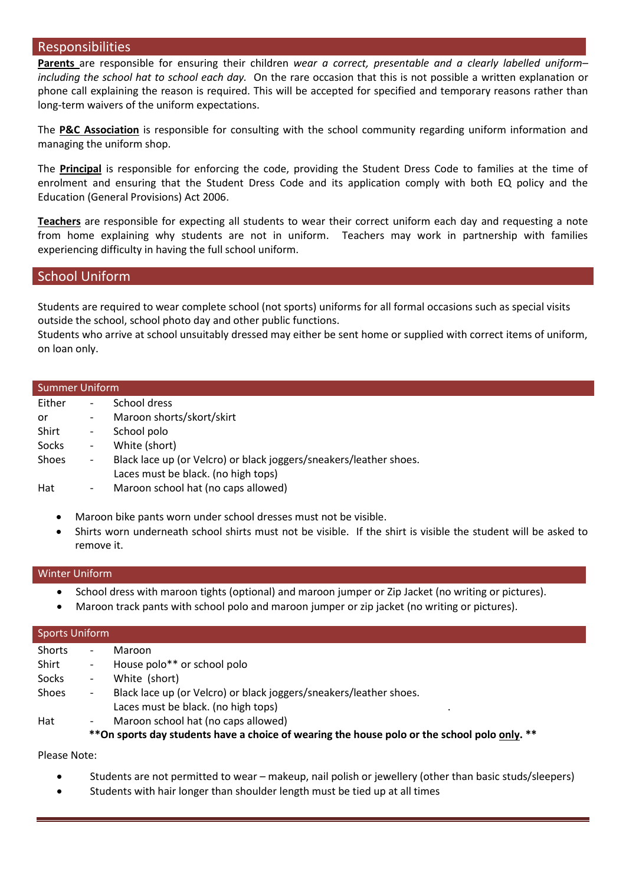## Responsibilities

**Parents** are responsible for ensuring their children *wear a correct, presentable and a clearly labelled uniform– including the school hat to school each day.* On the rare occasion that this is not possible a written explanation or phone call explaining the reason is required. This will be accepted for specified and temporary reasons rather than long-term waivers of the uniform expectations.

The **P&C Association** is responsible for consulting with the school community regarding uniform information and managing the uniform shop.

The **Principal** is responsible for enforcing the code, providing the Student Dress Code to families at the time of enrolment and ensuring that the Student Dress Code and its application comply with both EQ policy and the Education (General Provisions) Act 2006.

**Teachers** are responsible for expecting all students to wear their correct uniform each day and requesting a note from home explaining why students are not in uniform. Teachers may work in partnership with families experiencing difficulty in having the full school uniform.

## School Uniform

Students are required to wear complete school (not sports) uniforms for all formal occasions such as special visits outside the school, school photo day and other public functions.
Students who arrive at school unsuitably dressed may either be sent home or supplied with correct items of uniform, on loan only.

### Summer Uniform

| | | |
|---|---|---|
| Either | - | School dress |
| or | - | Maroon shorts/skort/skirt |
| Shirt | - | School polo |
| Socks | - | White (short) |
| Shoes | - | Black lace up (or Velcro) or black joggers/sneakers/leather shoes. Laces must be black. (no high tops) |
| Hat | - | Maroon school hat (no caps allowed) |

- Maroon bike pants worn under school dresses must not be visible.
- Shirts worn underneath school shirts must not be visible. If the shirt is visible the student will be asked to remove it.

### Winter Uniform

- School dress with maroon tights (optional) and maroon jumper or Zip Jacket (no writing or pictures).
- Maroon track pants with school polo and maroon jumper or zip jacket (no writing or pictures).

### Sports Uniform

| | | |
|---|---|---|
| Shorts | - | Maroon |
| Shirt | - | House polo** or school polo |
| Socks | - | White (short) |
| Shoes | - | Black lace up (or Velcro) or black joggers/sneakers/leather shoes. Laces must be black. (no high tops) |
| Hat | - | Maroon school hat (no caps allowed) |

**\*\*On sports day students have a choice of wearing the house polo or the school polo <u>only</u>. \*\***

Please Note:

- Students are not permitted to wear – makeup, nail polish or jewellery (other than basic studs/sleepers)
- Students with hair longer than shoulder length must be tied up at all times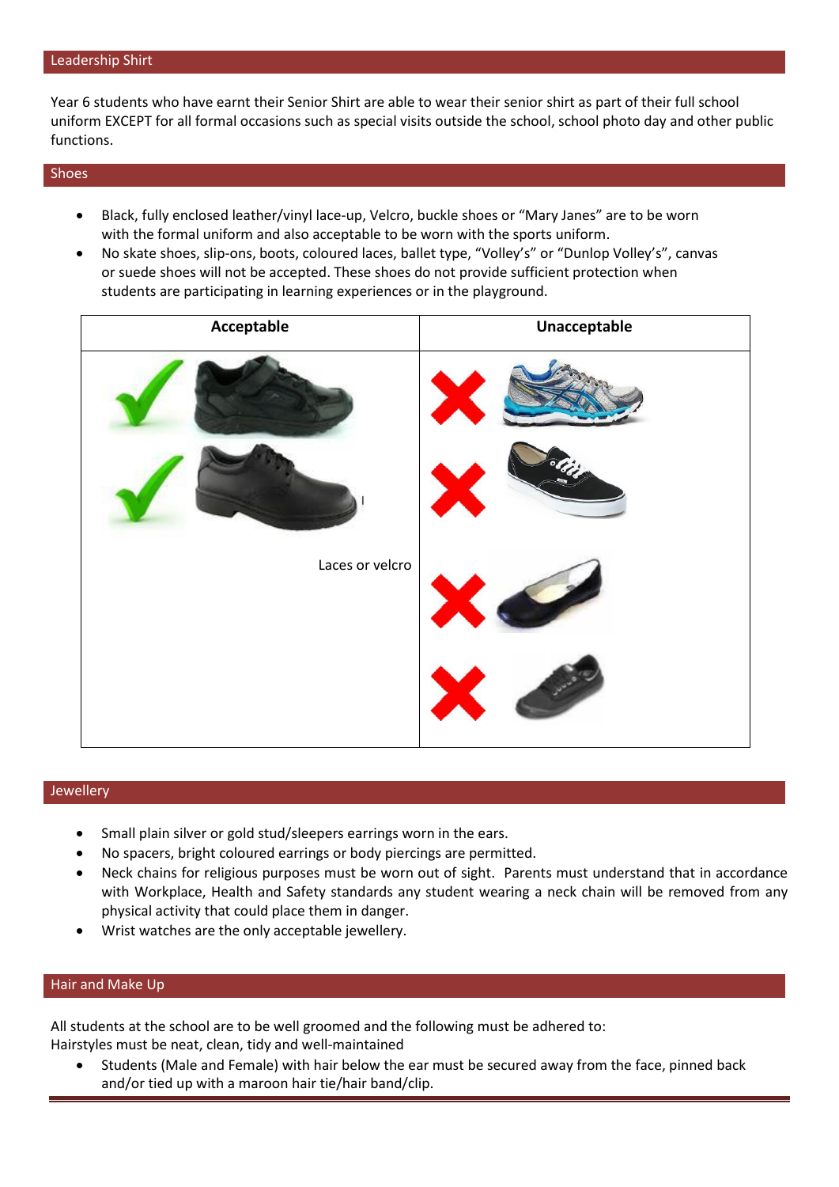## Leadership Shirt

Year 6 students who have earnt their Senior Shirt are able to wear their senior shirt as part of their full school uniform EXCEPT for all formal occasions such as special visits outside the school, school photo day and other public functions.

## Shoes

- Black, fully enclosed leather/vinyl lace-up, Velcro, buckle shoes or "Mary Janes" are to be worn with the formal uniform and also acceptable to be worn with the sports uniform.
- No skate shoes, slip-ons, boots, coloured laces, ballet type, "Volley's" or "Dunlop Volley's", canvas or suede shoes will not be accepted. These shoes do not provide sufficient protection when students are participating in learning experiences or in the playground.

| Acceptable | Unacceptable |
| --- | --- |
| Laces or velcro | |

## Jewellery

- Small plain silver or gold stud/sleepers earrings worn in the ears.
- No spacers, bright coloured earrings or body piercings are permitted.
- Neck chains for religious purposes must be worn out of sight. Parents must understand that in accordance with Workplace, Health and Safety standards any student wearing a neck chain will be removed from any physical activity that could place them in danger.
- Wrist watches are the only acceptable jewellery.

## Hair and Make Up

All students at the school are to be well groomed and the following must be adhered to:
Hairstyles must be neat, clean, tidy and well-maintained

- Students (Male and Female) with hair below the ear must be secured away from the face, pinned back and/or tied up with a maroon hair tie/hair band/clip.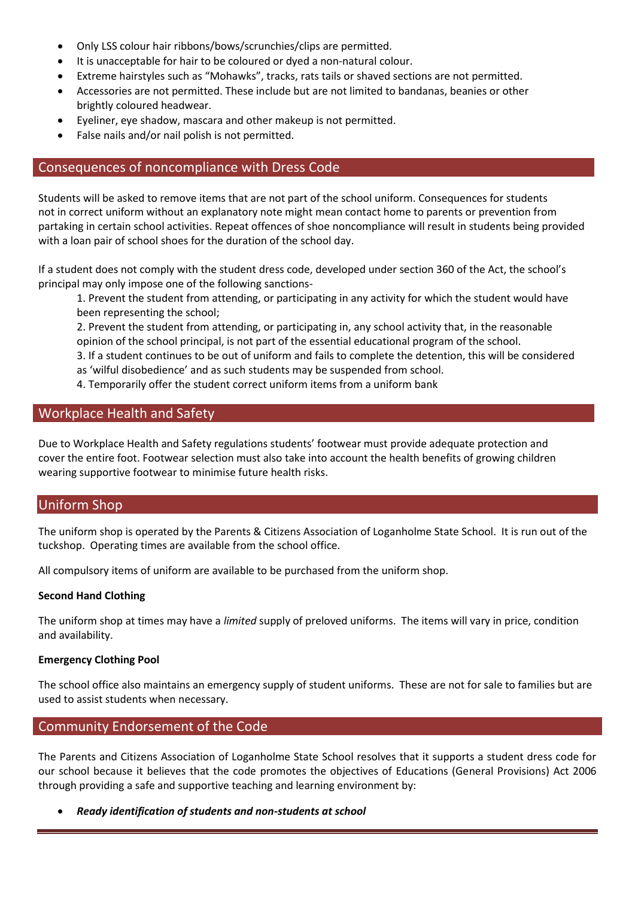- Only LSS colour hair ribbons/bows/scrunchies/clips are permitted.
- It is unacceptable for hair to be coloured or dyed a non-natural colour.
- Extreme hairstyles such as "Mohawks", tracks, rats tails or shaved sections are not permitted.
- Accessories are not permitted. These include but are not limited to bandanas, beanies or other brightly coloured headwear.
- Eyeliner, eye shadow, mascara and other makeup is not permitted.
- False nails and/or nail polish is not permitted.

## Consequences of noncompliance with Dress Code

Students will be asked to remove items that are not part of the school uniform. Consequences for students not in correct uniform without an explanatory note might mean contact home to parents or prevention from partaking in certain school activities. Repeat offences of shoe noncompliance will result in students being provided with a loan pair of school shoes for the duration of the school day.

If a student does not comply with the student dress code, developed under section 360 of the Act, the school's principal may only impose one of the following sanctions-

1. Prevent the student from attending, or participating in any activity for which the student would have been representing the school;
2. Prevent the student from attending, or participating in, any school activity that, in the reasonable opinion of the school principal, is not part of the essential educational program of the school.
3. If a student continues to be out of uniform and fails to complete the detention, this will be considered as 'wilful disobedience' and as such students may be suspended from school.
4. Temporarily offer the student correct uniform items from a uniform bank

## Workplace Health and Safety

Due to Workplace Health and Safety regulations students' footwear must provide adequate protection and cover the entire foot. Footwear selection must also take into account the health benefits of growing children wearing supportive footwear to minimise future health risks.

## Uniform Shop

The uniform shop is operated by the Parents & Citizens Association of Loganholme State School. It is run out of the tuckshop. Operating times are available from the school office.

All compulsory items of uniform are available to be purchased from the uniform shop.

**Second Hand Clothing**

The uniform shop at times may have a *limited* supply of preloved uniforms. The items will vary in price, condition and availability.

**Emergency Clothing Pool**

The school office also maintains an emergency supply of student uniforms. These are not for sale to families but are used to assist students when necessary.

## Community Endorsement of the Code

The Parents and Citizens Association of Loganholme State School resolves that it supports a student dress code for our school because it believes that the code promotes the objectives of Educations (General Provisions) Act 2006 through providing a safe and supportive teaching and learning environment by:

- ***Ready identification of students and non-students at school***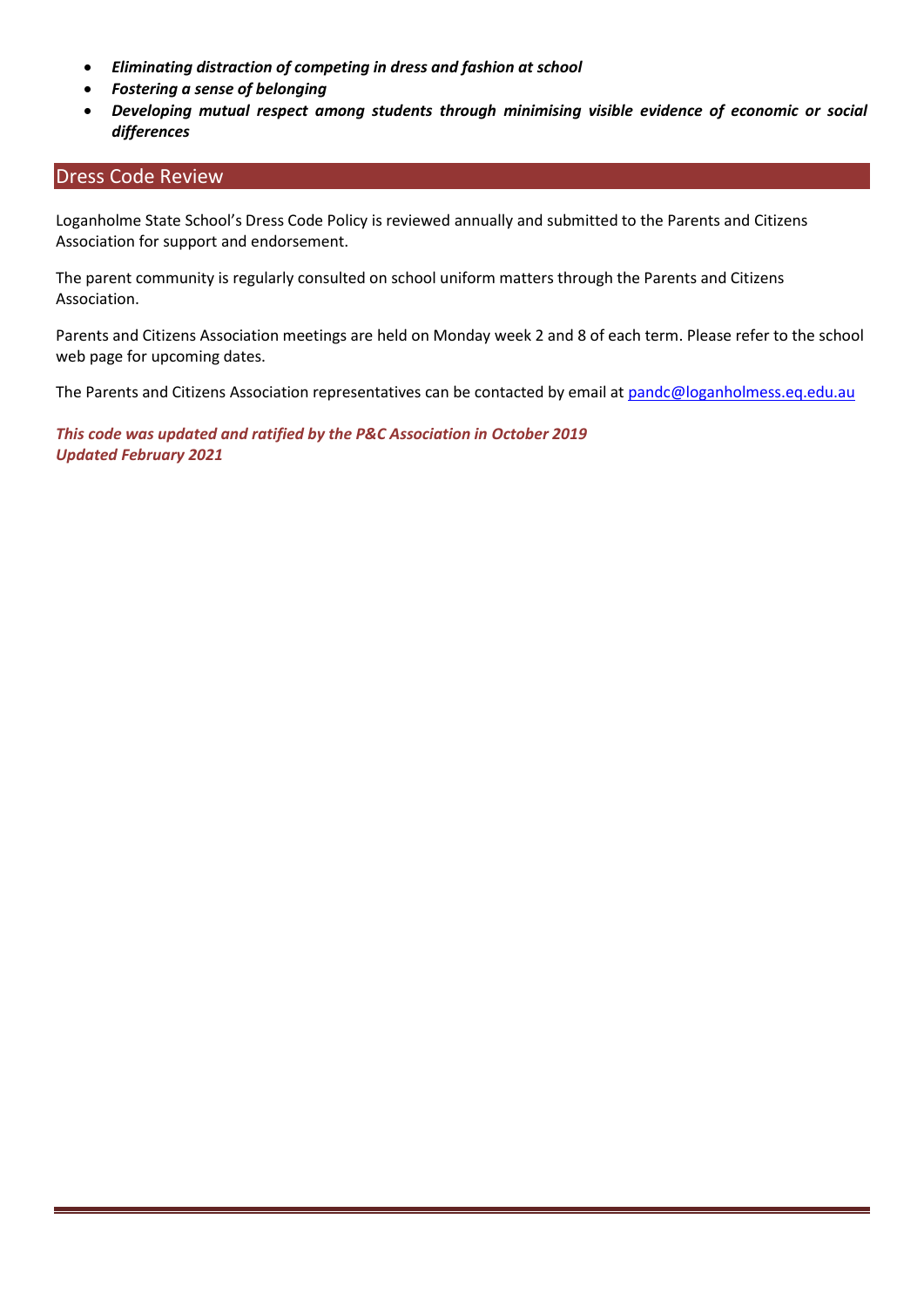- ***Eliminating distraction of competing in dress and fashion at school***
- ***Fostering a sense of belonging***
- ***Developing mutual respect among students through minimising visible evidence of economic or social differences***

## Dress Code Review

Loganholme State School's Dress Code Policy is reviewed annually and submitted to the Parents and Citizens Association for support and endorsement.

The parent community is regularly consulted on school uniform matters through the Parents and Citizens Association.

Parents and Citizens Association meetings are held on Monday week 2 and 8 of each term. Please refer to the school web page for upcoming dates.

The Parents and Citizens Association representatives can be contacted by email at pandc@loganholmess.eq.edu.au

***This code was updated and ratified by the P&C Association in October 2019***
***Updated February 2021***